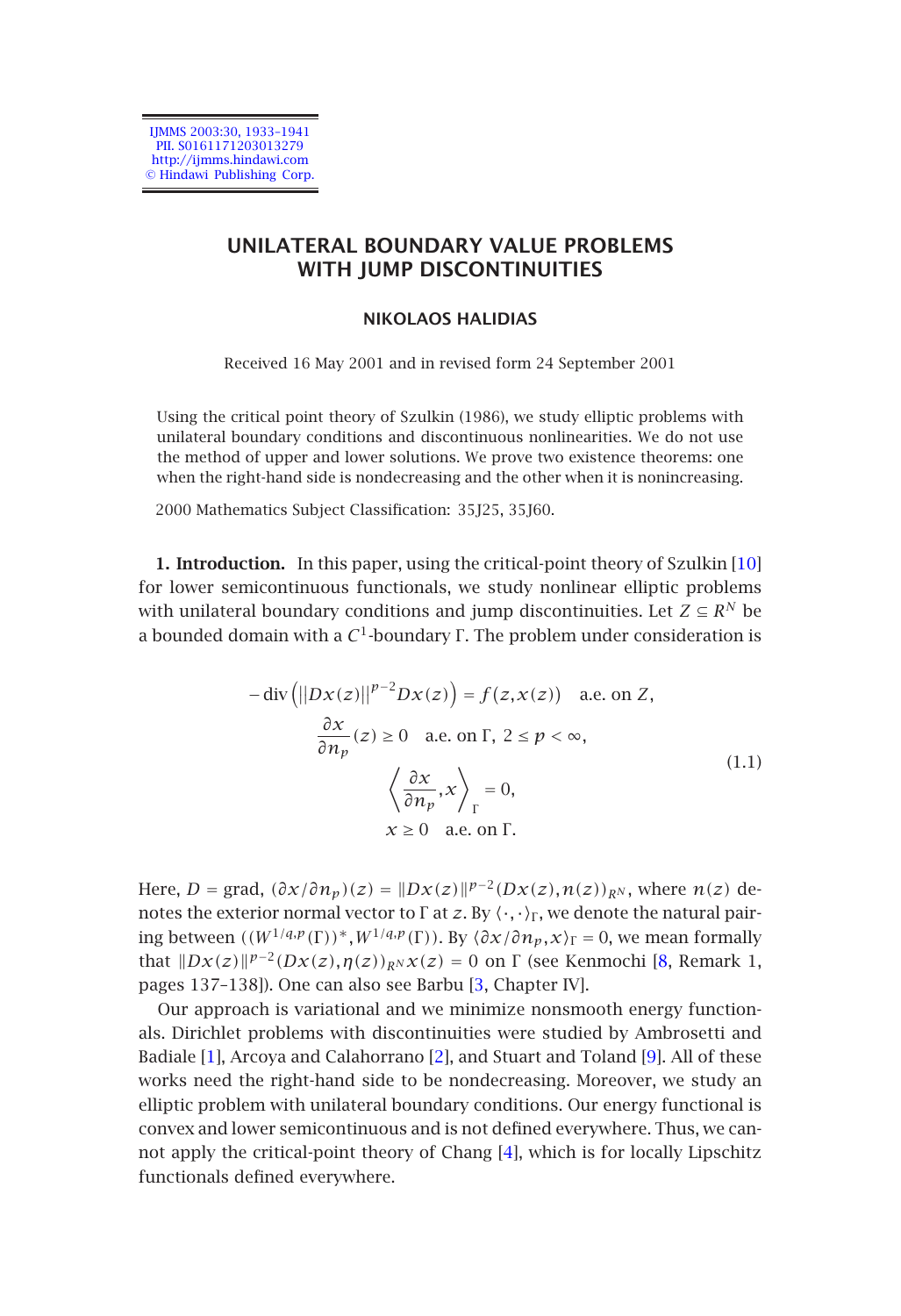# UNILATERAL BOUNDARY VALUE PROBLEMS WITH JUMP DISCONTINUITIES

**NIKOLAOS HALIDIAS**

Received 16 May 2001 and in revised form 24 September 2001

Using the critical point theory of Szulkin (1986), we study elliptic problems with unilateral boundary conditions and discontinuous nonlinearities. We do not use the method of upper and lower solutions. We prove two existence theorems: one when the right-hand side is nondecreasing and the other when it is nonincreasing.

2000 Mathematics Subject Classification: 35J25, 35J60.

**1. Introduction.** In this paper, using the critical-point theory of Szulkin [10] for lower semicontinuous functionals, we study nonlinear elliptic problems with unilateral boundary conditions and jump discontinuities. Let $Z \subseteq R^N$ be a bounded domain with a $C^1$-boundary $\Gamma$. The problem under consideration is

$$
\begin{gathered}
-\operatorname{div}\left(\|Dx(z)\|^{p-2}Dx(z)\right) = f(z,x(z)) \quad \text{a.e. on } Z,\\
\frac{\partial x}{\partial n_p}(z) \geq 0 \quad \text{a.e. on } \Gamma,\ 2 \leq p < \infty,\\
\left\langle \frac{\partial x}{\partial n_p}, x \right\rangle_\Gamma = 0,\\
x \geq 0 \quad \text{a.e. on } \Gamma.
\end{gathered}
\tag{1.1}
$$

Here, $D = \text{grad}$, $(\partial x/\partial n_p)(z) = \|Dx(z)\|^{p-2}(Dx(z),n(z))_{R^N}$, where $n(z)$ denotes the exterior normal vector to $\Gamma$ at $z$. By $\langle\cdot,\cdot\rangle_\Gamma$, we denote the natural pairing between $((W^{1/q,p}(\Gamma))^*, W^{1/q,p}(\Gamma))$. By $\langle \partial x/\partial n_p, x\rangle_\Gamma = 0$, we mean formally that $\|Dx(z)\|^{p-2}(Dx(z),\eta(z))_{R^N}x(z) = 0$ on $\Gamma$ (see Kenmochi [8, Remark 1, pages 137–138]). One can also see Barbu [3, Chapter IV].

Our approach is variational and we minimize nonsmooth energy functionals. Dirichlet problems with discontinuities were studied by Ambrosetti and Badiale [1], Arcoya and Calahorrano [2], and Stuart and Toland [9]. All of these works need the right-hand side to be nondecreasing. Moreover, we study an elliptic problem with unilateral boundary conditions. Our energy functional is convex and lower semicontinuous and is not defined everywhere. Thus, we cannot apply the critical-point theory of Chang [4], which is for locally Lipschitz functionals defined everywhere.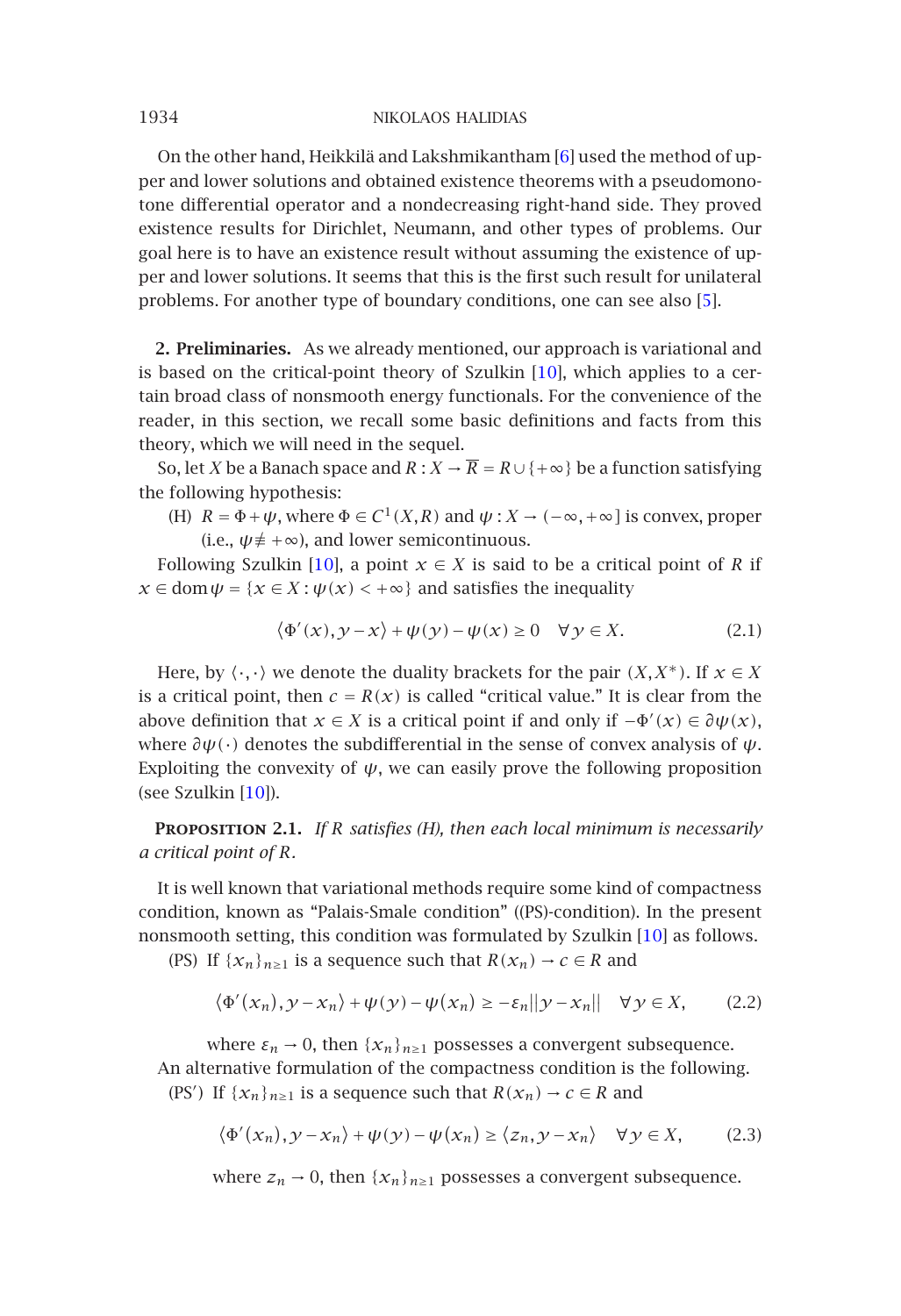On the other hand, Heikkilä and Lakshmikantham [6] used the method of upper and lower solutions and obtained existence theorems with a pseudomonotone differential operator and a nondecreasing right-hand side. They proved existence results for Dirichlet, Neumann, and other types of problems. Our goal here is to have an existence result without assuming the existence of upper and lower solutions. It seems that this is the first such result for unilateral problems. For another type of boundary conditions, one can see also [5].

## 2. Preliminaries.

As we already mentioned, our approach is variational and is based on the critical-point theory of Szulkin [10], which applies to a certain broad class of nonsmooth energy functionals. For the convenience of the reader, in this section, we recall some basic definitions and facts from this theory, which we will need in the sequel.

So, let $X$ be a Banach space and $R : X \to \overline{R} = R \cup \{+\infty\}$ be a function satisfying the following hypothesis:

(H) $R = \Phi + \psi$, where $\Phi \in C^1(X, R)$ and $\psi : X \to (-\infty, +\infty]$ is convex, proper (i.e., $\psi \not\equiv +\infty$), and lower semicontinuous.

Following Szulkin [10], a point $x \in X$ is said to be a critical point of $R$ if $x \in \operatorname{dom}\psi = \{x \in X : \psi(x) < +\infty\}$ and satisfies the inequality

$$\langle \Phi'(x), y - x \rangle + \psi(y) - \psi(x) \geq 0 \quad \forall y \in X. \tag{2.1}$$

Here, by $\langle \cdot, \cdot \rangle$ we denote the duality brackets for the pair $(X, X^*)$. If $x \in X$ is a critical point, then $c = R(x)$ is called "critical value." It is clear from the above definition that $x \in X$ is a critical point if and only if $-\Phi'(x) \in \partial\psi(x)$, where $\partial\psi(\cdot)$ denotes the subdifferential in the sense of convex analysis of $\psi$. Exploiting the convexity of $\psi$, we can easily prove the following proposition (see Szulkin [10]).

**Proposition 2.1.** *If $R$ satisfies (H), then each local minimum is necessarily a critical point of $R$.*

It is well known that variational methods require some kind of compactness condition, known as "Palais-Smale condition" ((PS)-condition). In the present nonsmooth setting, this condition was formulated by Szulkin [10] as follows.

(PS) If $\{x_n\}_{n\geq 1}$ is a sequence such that $R(x_n) \to c \in R$ and

$$\langle \Phi'(x_n), y - x_n \rangle + \psi(y) - \psi(x_n) \geq -\varepsilon_n \|y - x_n\| \quad \forall y \in X, \tag{2.2}$$

where $\varepsilon_n \to 0$, then $\{x_n\}_{n\geq 1}$ possesses a convergent subsequence.

An alternative formulation of the compactness condition is the following.

(PS′) If $\{x_n\}_{n\geq 1}$ is a sequence such that $R(x_n) \to c \in R$ and

$$\langle \Phi'(x_n), y - x_n \rangle + \psi(y) - \psi(x_n) \geq \langle z_n, y - x_n \rangle \quad \forall y \in X, \tag{2.3}$$

where $z_n \to 0$, then $\{x_n\}_{n\geq 1}$ possesses a convergent subsequence.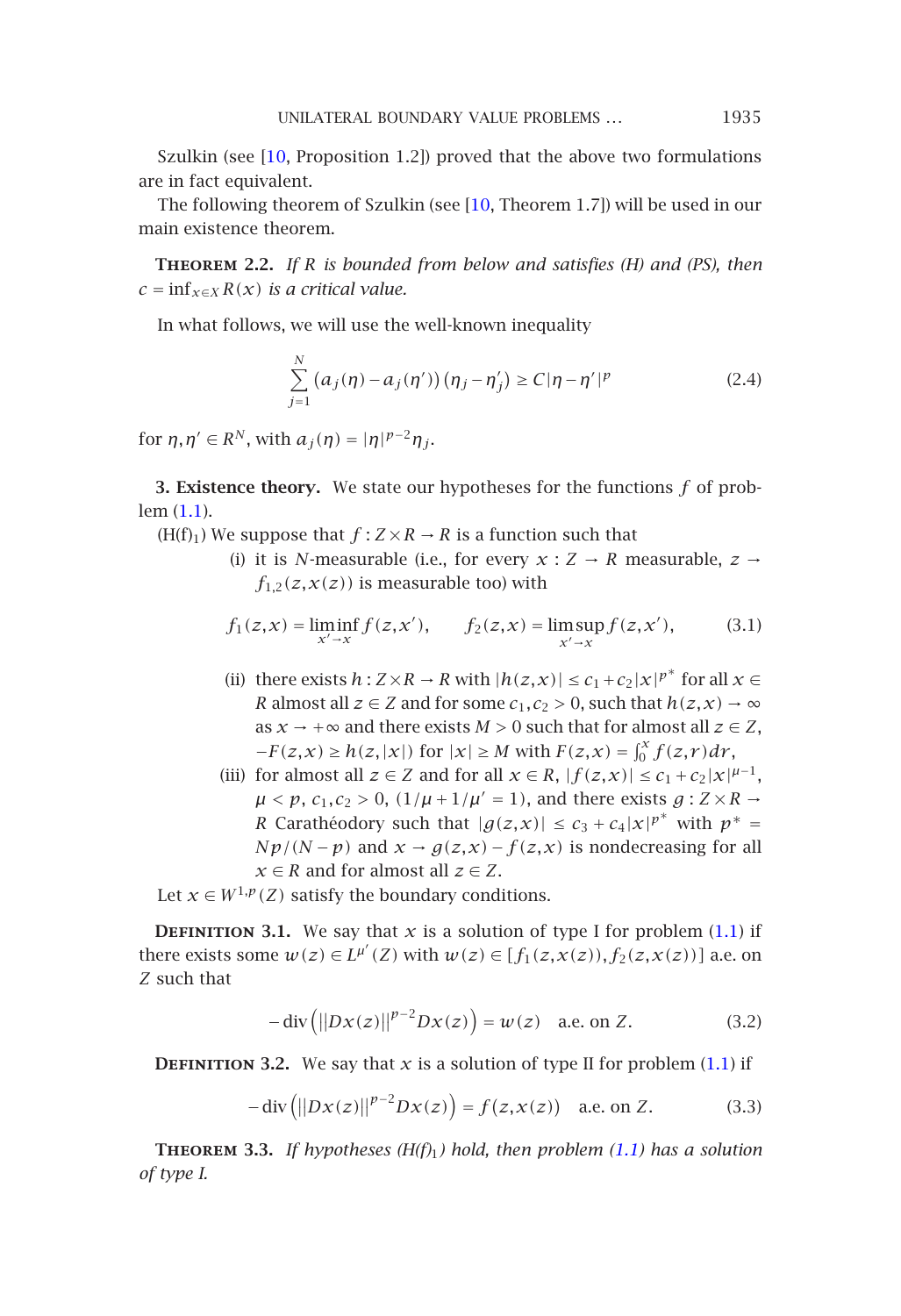Szulkin (see [10, Proposition 1.2]) proved that the above two formulations are in fact equivalent.

The following theorem of Szulkin (see [10, Theorem 1.7]) will be used in our main existence theorem.

**Theorem 2.2.** *If $R$ is bounded from below and satisfies (H) and (PS), then $c = \inf_{x\in X} R(x)$ is a critical value.*

In what follows, we will use the well-known inequality

$$\sum_{j=1}^{N} \left(a_j(\eta) - a_j(\eta')\right)\left(\eta_j - \eta'_j\right) \geq C|\eta - \eta'|^p \tag{2.4}$$

for $\eta, \eta' \in R^N$, with $a_j(\eta) = |\eta|^{p-2}\eta_j$.

**3. Existence theory.** We state our hypotheses for the functions $f$ of problem (1.1).

(H(f)$_1$) We suppose that $f : Z \times R \to R$ is a function such that

(i) it is $N$-measurable (i.e., for every $x : Z \to R$ measurable, $z \to f_{1,2}(z, x(z))$ is measurable too) with

$$f_1(z,x) = \liminf_{x' \to x} f(z,x'), \qquad f_2(z,x) = \limsup_{x' \to x} f(z,x'), \tag{3.1}$$

(ii) there exists $h : Z \times R \to R$ with $|h(z,x)| \leq c_1 + c_2|x|^{p^*}$ for all $x \in R$ almost all $z \in Z$ and for some $c_1, c_2 > 0$, such that $h(z,x) \to \infty$ as $x \to +\infty$ and there exists $M > 0$ such that for almost all $z \in Z$, $-F(z,x) \geq h(z,|x|)$ for $|x| \geq M$ with $F(z,x) = \int_0^x f(z,r)\,dr$,

(iii) for almost all $z \in Z$ and for all $x \in R$, $|f(z,x)| \leq c_1 + c_2|x|^{\mu-1}$, $\mu < p$, $c_1, c_2 > 0$, $(1/\mu + 1/\mu' = 1)$, and there exists $g : Z \times R \to R$ Carathéodory such that $|g(z,x)| \leq c_3 + c_4|x|^{p^*}$ with $p^* = Np/(N-p)$ and $x \to g(z,x) - f(z,x)$ is nondecreasing for all $x \in R$ and for almost all $z \in Z$.

Let $x \in W^{1,p}(Z)$ satisfy the boundary conditions.

**Definition 3.1.** We say that $x$ is a solution of type I for problem (1.1) if there exists some $w(z) \in L^{\mu'}(Z)$ with $w(z) \in [f_1(z,x(z)), f_2(z,x(z))]$ a.e. on $Z$ such that

$$-\operatorname{div}\left(\|Dx(z)\|^{p-2}Dx(z)\right) = w(z) \quad \text{a.e. on } Z. \tag{3.2}$$

**Definition 3.2.** We say that $x$ is a solution of type II for problem (1.1) if

$$-\operatorname{div}\left(\|Dx(z)\|^{p-2}Dx(z)\right) = f(z,x(z)) \quad \text{a.e. on } Z. \tag{3.3}$$

**Theorem 3.3.** *If hypotheses (H(f)$_1$) hold, then problem (1.1) has a solution of type I.*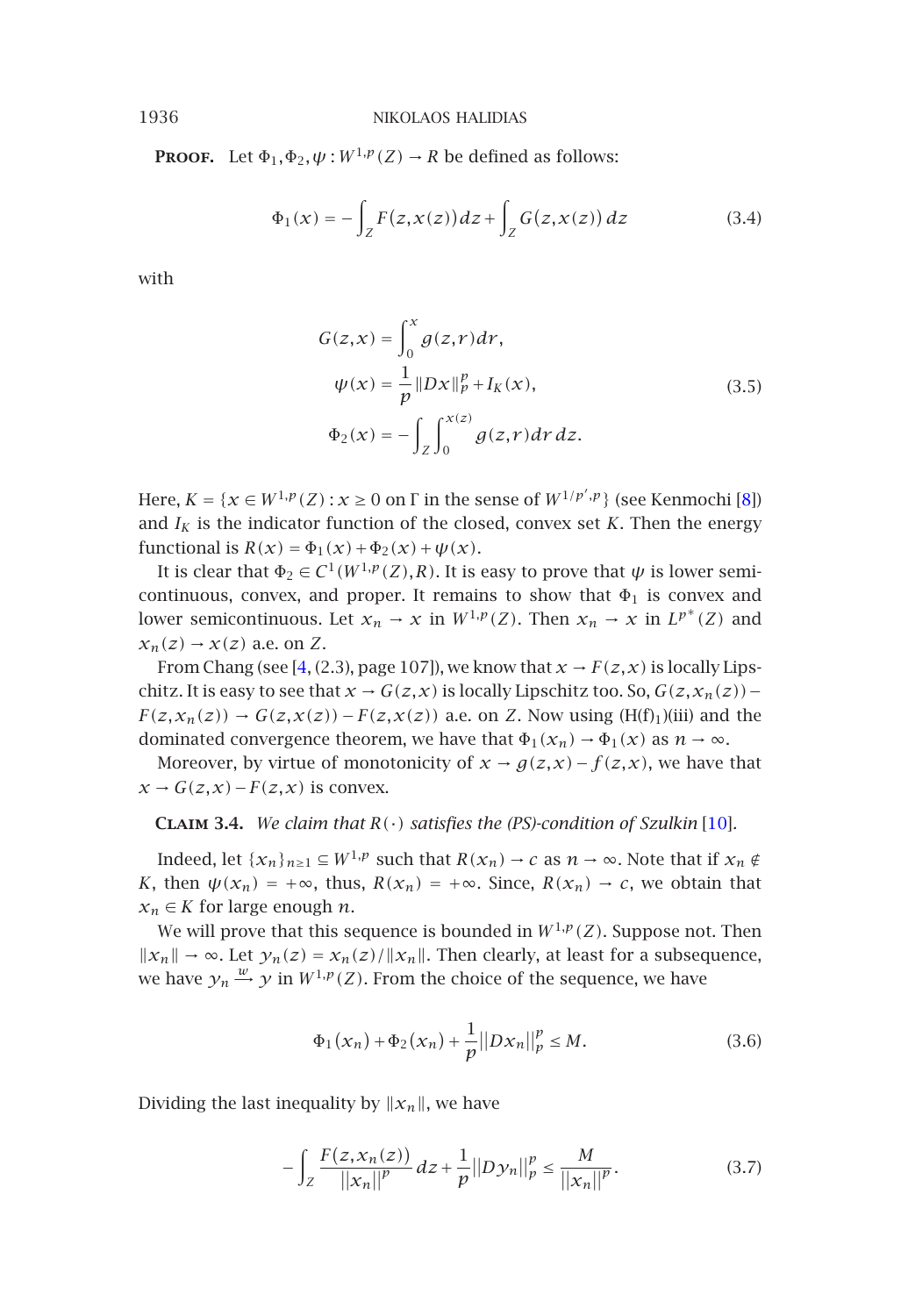**Proof.** Let $\Phi_1, \Phi_2, \psi : W^{1,p}(Z) \to R$ be defined as follows:

$$\Phi_1(x) = -\int_Z F(z,x(z))\,dz + \int_Z G(z,x(z))\,dz \tag{3.4}$$

with

$$\begin{aligned} G(z,x) &= \int_0^x g(z,r)\,dr, \\ \psi(x) &= \frac{1}{p}\|Dx\|_p^p + I_K(x), \\ \Phi_2(x) &= -\int_Z \int_0^{x(z)} g(z,r)\,dr\,dz. \end{aligned} \tag{3.5}$$

Here, $K = \{x \in W^{1,p}(Z) : x \geq 0 \text{ on } \Gamma \text{ in the sense of } W^{1/p',p}\}$ (see Kenmochi [8]) and $I_K$ is the indicator function of the closed, convex set $K$. Then the energy functional is $R(x) = \Phi_1(x) + \Phi_2(x) + \psi(x)$.

It is clear that $\Phi_2 \in C^1(W^{1,p}(Z), R)$. It is easy to prove that $\psi$ is lower semicontinuous, convex, and proper. It remains to show that $\Phi_1$ is convex and lower semicontinuous. Let $x_n \to x$ in $W^{1,p}(Z)$. Then $x_n \to x$ in $L^{p^*}(Z)$ and $x_n(z) \to x(z)$ a.e. on $Z$.

From Chang (see [4, (2.3), page 107]), we know that $x \to F(z,x)$ is locally Lipschitz. It is easy to see that $x \to G(z,x)$ is locally Lipschitz too. So, $G(z,x_n(z)) - F(z,x_n(z)) \to G(z,x(z)) - F(z,x(z))$ a.e. on $Z$. Now using (H(f)$_1$)(iii) and the dominated convergence theorem, we have that $\Phi_1(x_n) \to \Phi_1(x)$ as $n \to \infty$.

Moreover, by virtue of monotonicity of $x \to g(z,x) - f(z,x)$, we have that $x \to G(z,x) - F(z,x)$ is convex.

**Claim 3.4.** *We claim that $R(\cdot)$ satisfies the (PS)-condition of Szulkin* [10].

Indeed, let $\{x_n\}_{n\geq 1} \subseteq W^{1,p}$ such that $R(x_n) \to c$ as $n \to \infty$. Note that if $x_n \notin K$, then $\psi(x_n) = +\infty$, thus, $R(x_n) = +\infty$. Since, $R(x_n) \to c$, we obtain that $x_n \in K$ for large enough $n$.

We will prove that this sequence is bounded in $W^{1,p}(Z)$. Suppose not. Then $\|x_n\| \to \infty$. Let $y_n(z) = x_n(z)/\|x_n\|$. Then clearly, at least for a subsequence, we have $y_n \xrightarrow{w} y$ in $W^{1,p}(Z)$. From the choice of the sequence, we have

$$\Phi_1(x_n) + \Phi_2(x_n) + \frac{1}{p}\|Dx_n\|_p^p \leq M. \tag{3.6}$$

Dividing the last inequality by $\|x_n\|$, we have

$$-\int_Z \frac{F(z,x_n(z))}{\|x_n\|^p}\,dz + \frac{1}{p}\|Dy_n\|_p^p \leq \frac{M}{\|x_n\|^p}. \tag{3.7}$$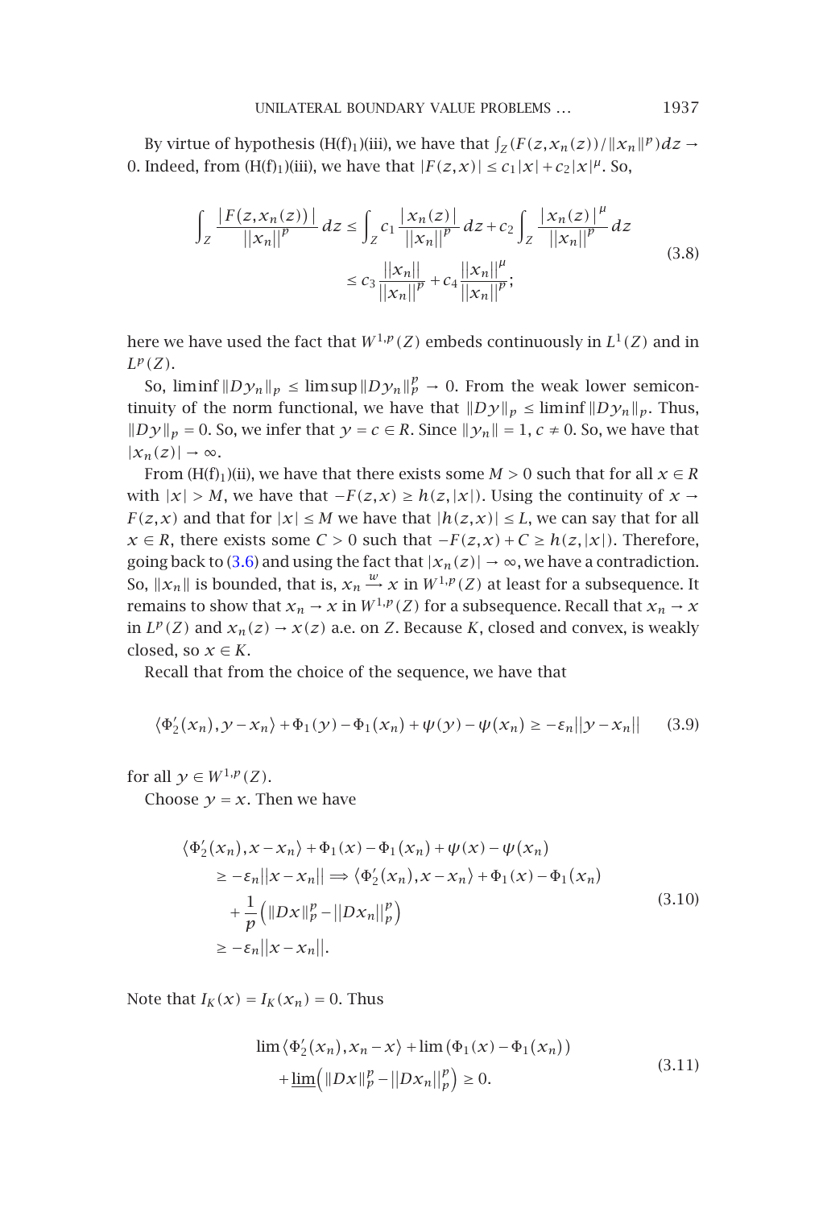By virtue of hypothesis (H(f)$_1$)(iii), we have that $\int_Z (F(z,x_n(z))/\|x_n\|^p)dz \to 0$. Indeed, from (H(f)$_1$)(iii), we have that $|F(z,x)| \le c_1|x| + c_2|x|^\mu$. So,

$$\int_Z \frac{|F(z,x_n(z))|}{\|x_n\|^p}\,dz \le \int_Z c_1 \frac{|x_n(z)|}{\|x_n\|^p}\,dz + c_2 \int_Z \frac{|x_n(z)|^\mu}{\|x_n\|^p}\,dz \le c_3 \frac{\|x_n\|}{\|x_n\|^p} + c_4 \frac{\|x_n\|^\mu}{\|x_n\|^p}; \tag{3.8}$$

here we have used the fact that $W^{1,p}(Z)$ embeds continuously in $L^1(Z)$ and in $L^p(Z)$.

So, $\liminf \|Dy_n\|_p \le \limsup \|Dy_n\|_p^p \to 0$. From the weak lower semicontinuity of the norm functional, we have that $\|Dy\|_p \le \liminf \|Dy_n\|_p$. Thus, $\|Dy\|_p = 0$. So, we infer that $y = c \in R$. Since $\|y_n\| = 1$, $c \ne 0$. So, we have that $|x_n(z)| \to \infty$.

From (H(f)$_1$)(ii), we have that there exists some $M > 0$ such that for all $x \in R$ with $|x| > M$, we have that $-F(z,x) \ge h(z,|x|)$. Using the continuity of $x \to F(z,x)$ and that for $|x| \le M$ we have that $|h(z,x)| \le L$, we can say that for all $x \in R$, there exists some $C > 0$ such that $-F(z,x) + C \ge h(z,|x|)$. Therefore, going back to (3.6) and using the fact that $|x_n(z)| \to \infty$, we have a contradiction. So, $\|x_n\|$ is bounded, that is, $x_n \xrightarrow{w} x$ in $W^{1,p}(Z)$ at least for a subsequence. It remains to show that $x_n \to x$ in $W^{1,p}(Z)$ for a subsequence. Recall that $x_n \to x$ in $L^p(Z)$ and $x_n(z) \to x(z)$ a.e. on $Z$. Because $K$, closed and convex, is weakly closed, so $x \in K$.

Recall that from the choice of the sequence, we have that

$$\langle \Phi_2'(x_n), y - x_n \rangle + \Phi_1(y) - \Phi_1(x_n) + \psi(y) - \psi(x_n) \ge -\varepsilon_n \|y - x_n\| \tag{3.9}$$

for all $y \in W^{1,p}(Z)$.

Choose $y = x$. Then we have

$$\begin{aligned} &\langle \Phi_2'(x_n), x - x_n \rangle + \Phi_1(x) - \Phi_1(x_n) + \psi(x) - \psi(x_n) \\ &\quad \ge -\varepsilon_n \|x - x_n\| \Longrightarrow \langle \Phi_2'(x_n), x - x_n \rangle + \Phi_1(x) - \Phi_1(x_n) \\ &\quad + \frac{1}{p}\left(\|Dx\|_p^p - \|Dx_n\|_p^p\right) \\ &\quad \ge -\varepsilon_n \|x - x_n\|. \end{aligned} \tag{3.10}$$

Note that $I_K(x) = I_K(x_n) = 0$. Thus

$$\lim \langle \Phi_2'(x_n), x_n - x \rangle + \lim \left(\Phi_1(x) - \Phi_1(x_n)\right) + \underline{\lim}\left(\|Dx\|_p^p - \|Dx_n\|_p^p\right) \ge 0. \tag{3.11}$$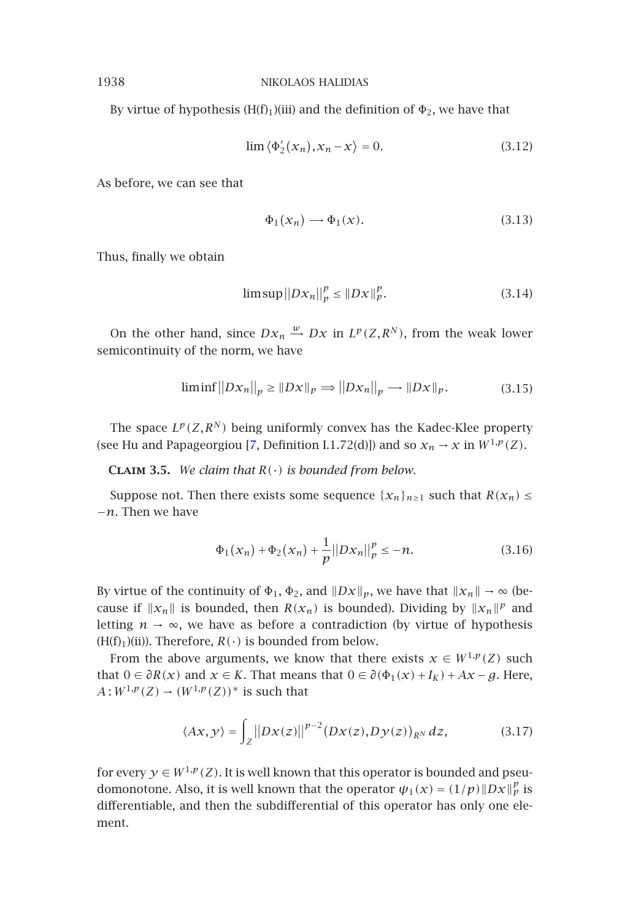By virtue of hypothesis $(\mathrm{H}(\mathrm{f})_1)$(iii) and the definition of $\Phi_2$, we have that

$$\lim \langle \Phi_2'(x_n), x_n - x\rangle = 0. \tag{3.12}$$

As before, we can see that

$$\Phi_1(x_n) \longrightarrow \Phi_1(x). \tag{3.13}$$

Thus, finally we obtain

$$\limsup \|Dx_n\|_p^p \le \|Dx\|_p^p. \tag{3.14}$$

On the other hand, since $Dx_n \xrightarrow{w} Dx$ in $L^p(Z, R^N)$, from the weak lower semicontinuity of the norm, we have

$$\liminf \|Dx_n\|_p \ge \|Dx\|_p \Longrightarrow \|Dx_n\|_p \longrightarrow \|Dx\|_p. \tag{3.15}$$

The space $L^p(Z, R^N)$ being uniformly convex has the Kadec-Klee property (see Hu and Papageorgiou [7, Definition I.1.72(d)]) and so $x_n \to x$ in $W^{1,p}(Z)$.

**Claim 3.5.** *We claim that $R(\cdot)$ is bounded from below.*

Suppose not. Then there exists some sequence $\{x_n\}_{n\ge 1}$ such that $R(x_n) \le -n$. Then we have

$$\Phi_1(x_n) + \Phi_2(x_n) + \frac{1}{p}\|Dx_n\|_p^p \le -n. \tag{3.16}$$

By virtue of the continuity of $\Phi_1$, $\Phi_2$, and $\|Dx\|_p$, we have that $\|x_n\| \to \infty$ (because if $\|x_n\|$ is bounded, then $R(x_n)$ is bounded). Dividing by $\|x_n\|^p$ and letting $n \to \infty$, we have as before a contradiction (by virtue of hypothesis $(\mathrm{H}(\mathrm{f})_1)$(ii)). Therefore, $R(\cdot)$ is bounded from below.

From the above arguments, we know that there exists $x \in W^{1,p}(Z)$ such that $0 \in \partial R(x)$ and $x \in K$. That means that $0 \in \partial(\Phi_1(x) + I_K) + Ax - g$. Here, $A : W^{1,p}(Z) \to (W^{1,p}(Z))^*$ is such that

$$\langle Ax, y\rangle = \int_Z \|Dx(z)\|^{p-2}\big(Dx(z), Dy(z)\big)_{R^N}\, dz, \tag{3.17}$$

for every $y \in W^{1,p}(Z)$. It is well known that this operator is bounded and pseudomonotone. Also, it is well known that the operator $\psi_1(x) = (1/p)\|Dx\|_p^p$ is differentiable, and then the subdifferential of this operator has only one element.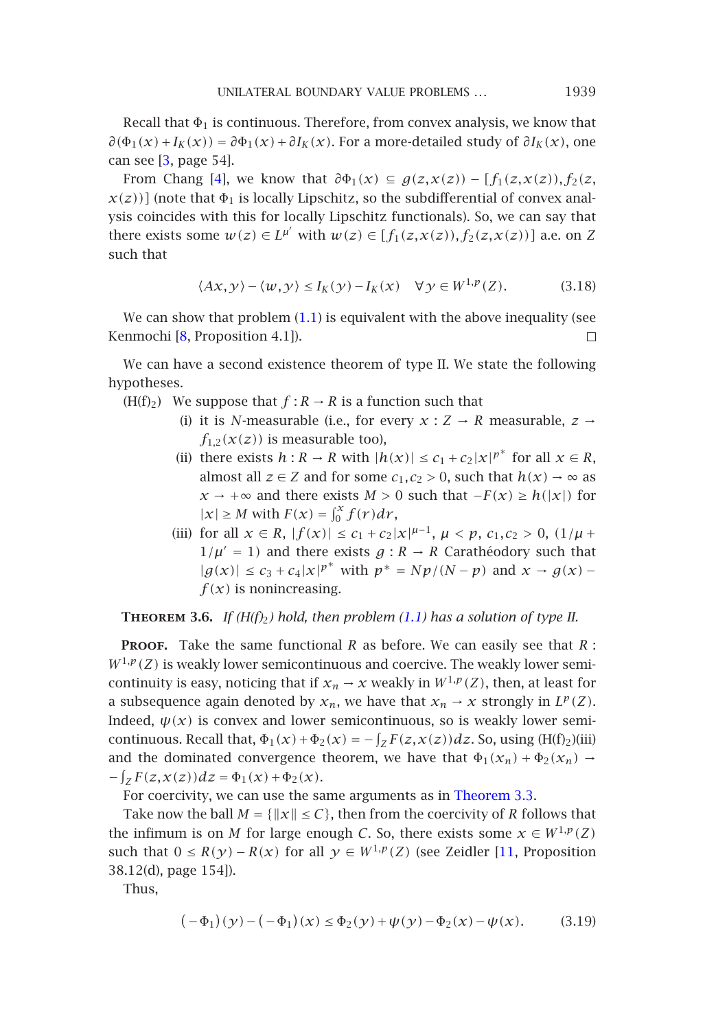Recall that $\Phi_1$ is continuous. Therefore, from convex analysis, we know that $\partial(\Phi_1(x)+I_K(x)) = \partial\Phi_1(x)+\partial I_K(x)$. For a more-detailed study of $\partial I_K(x)$, one can see [3, page 54].

From Chang [4], we know that $\partial\Phi_1(x) \subseteq g(z,x(z)) - [f_1(z,x(z)), f_2(z,x(z))]$ (note that $\Phi_1$ is locally Lipschitz, so the subdifferential of convex analysis coincides with this for locally Lipschitz functionals). So, we can say that there exists some $w(z) \in L^{\mu'}$ with $w(z) \in [f_1(z,x(z)), f_2(z,x(z))]$ a.e. on $Z$ such that

$$\langle Ax,y\rangle - \langle w,y\rangle \le I_K(y) - I_K(x) \quad \forall y \in W^{1,p}(Z). \tag{3.18}$$

We can show that problem (1.1) is equivalent with the above inequality (see Kenmochi [8, Proposition 4.1]). □

We can have a second existence theorem of type II. We state the following hypotheses.

(H(f)$_2$) We suppose that $f: R \to R$ is a function such that

- (i) it is $N$-measurable (i.e., for every $x: Z \to R$ measurable, $z \to f_{1,2}(x(z))$ is measurable too),
- (ii) there exists $h: R \to R$ with $|h(x)| \le c_1 + c_2|x|^{p^*}$ for all $x \in R$, almost all $z \in Z$ and for some $c_1, c_2 > 0$, such that $h(x) \to \infty$ as $x \to +\infty$ and there exists $M > 0$ such that $-F(x) \ge h(|x|)$ for $|x| \ge M$ with $F(x) = \int_0^x f(r)dr$,
- (iii) for all $x \in R$, $|f(x)| \le c_1 + c_2|x|^{\mu-1}$, $\mu < p$, $c_1, c_2 > 0$, $(1/\mu + 1/\mu' = 1)$ and there exists $g: R \to R$ Carathéodory such that $|g(x)| \le c_3 + c_4|x|^{p^*}$ with $p^* = Np/(N-p)$ and $x \to g(x) - f(x)$ is nonincreasing.

**Theorem 3.6.** *If (H(f)$_2$) hold, then problem (1.1) has a solution of type II.*

**Proof.** Take the same functional $R$ as before. We can easily see that $R: W^{1,p}(Z)$ is weakly lower semicontinuous and coercive. The weakly lower semicontinuity is easy, noticing that if $x_n \to x$ weakly in $W^{1,p}(Z)$, then, at least for a subsequence again denoted by $x_n$, we have that $x_n \to x$ strongly in $L^p(Z)$. Indeed, $\psi(x)$ is convex and lower semicontinuous, so is weakly lower semicontinuous. Recall that, $\Phi_1(x)+\Phi_2(x) = -\int_Z F(z,x(z))dz$. So, using (H(f)$_2$)(iii) and the dominated convergence theorem, we have that $\Phi_1(x_n)+\Phi_2(x_n) \to -\int_Z F(z,x(z))dz = \Phi_1(x)+\Phi_2(x)$.

For coercivity, we can use the same arguments as in Theorem 3.3.

Take now the ball $M = \{\|x\| \le C\}$, then from the coercivity of $R$ follows that the infimum is on $M$ for large enough $C$. So, there exists some $x \in W^{1,p}(Z)$ such that $0 \le R(y) - R(x)$ for all $y \in W^{1,p}(Z)$ (see Zeidler [11, Proposition 38.12(d), page 154]).

Thus,

$$(-\Phi_1)(y) - (-\Phi_1)(x) \le \Phi_2(y) + \psi(y) - \Phi_2(x) - \psi(x). \tag{3.19}$$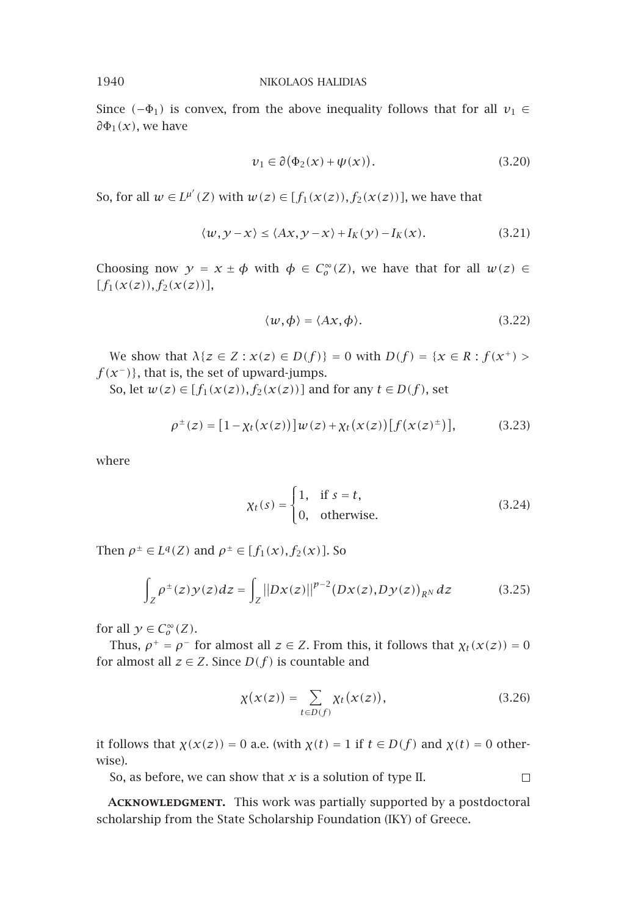Since $(-\Phi_1)$ is convex, from the above inequality follows that for all $v_1 \in \partial\Phi_1(x)$, we have

$$v_1 \in \partial\big(\Phi_2(x) + \psi(x)\big). \tag{3.20}$$

So, for all $w \in L^{\mu'}(Z)$ with $w(z) \in [f_1(x(z)), f_2(x(z))]$, we have that

$$\langle w, y - x\rangle \le \langle Ax, y - x\rangle + I_K(y) - I_K(x). \tag{3.21}$$

Choosing now $y = x \pm \phi$ with $\phi \in C_o^\infty(Z)$, we have that for all $w(z) \in [f_1(x(z)), f_2(x(z))]$,

$$\langle w, \phi\rangle = \langle Ax, \phi\rangle. \tag{3.22}$$

We show that $\lambda\{z \in Z : x(z) \in D(f)\} = 0$ with $D(f) = \{x \in R : f(x^+) > f(x^-)\}$, that is, the set of upward-jumps.

So, let $w(z) \in [f_1(x(z)), f_2(x(z))]$ and for any $t \in D(f)$, set

$$\rho^\pm(z) = \big[1 - \chi_t(x(z))\big]w(z) + \chi_t(x(z))\big[f(x(z)^\pm)\big], \tag{3.23}$$

where

$$\chi_t(s) = \begin{cases} 1, & \text{if } s = t, \\ 0, & \text{otherwise.} \end{cases} \tag{3.24}$$

Then $\rho^\pm \in L^q(Z)$ and $\rho^\pm \in [f_1(x), f_2(x)]$. So

$$\int_Z \rho^\pm(z) y(z)\,dz = \int_Z \|Dx(z)\|^{p-2}\big(Dx(z), Dy(z)\big)_{R^N}\,dz \tag{3.25}$$

for all $y \in C_o^\infty(Z)$.

Thus, $\rho^+ = \rho^-$ for almost all $z \in Z$. From this, it follows that $\chi_t(x(z)) = 0$ for almost all $z \in Z$. Since $D(f)$ is countable and

$$\chi(x(z)) = \sum_{t \in D(f)} \chi_t(x(z)), \tag{3.26}$$

it follows that $\chi(x(z)) = 0$ a.e. (with $\chi(t) = 1$ if $t \in D(f)$ and $\chi(t) = 0$ otherwise).

So, as before, we can show that $x$ is a solution of type II. □

**Acknowledgment.** This work was partially supported by a postdoctoral scholarship from the State Scholarship Foundation (IKY) of Greece.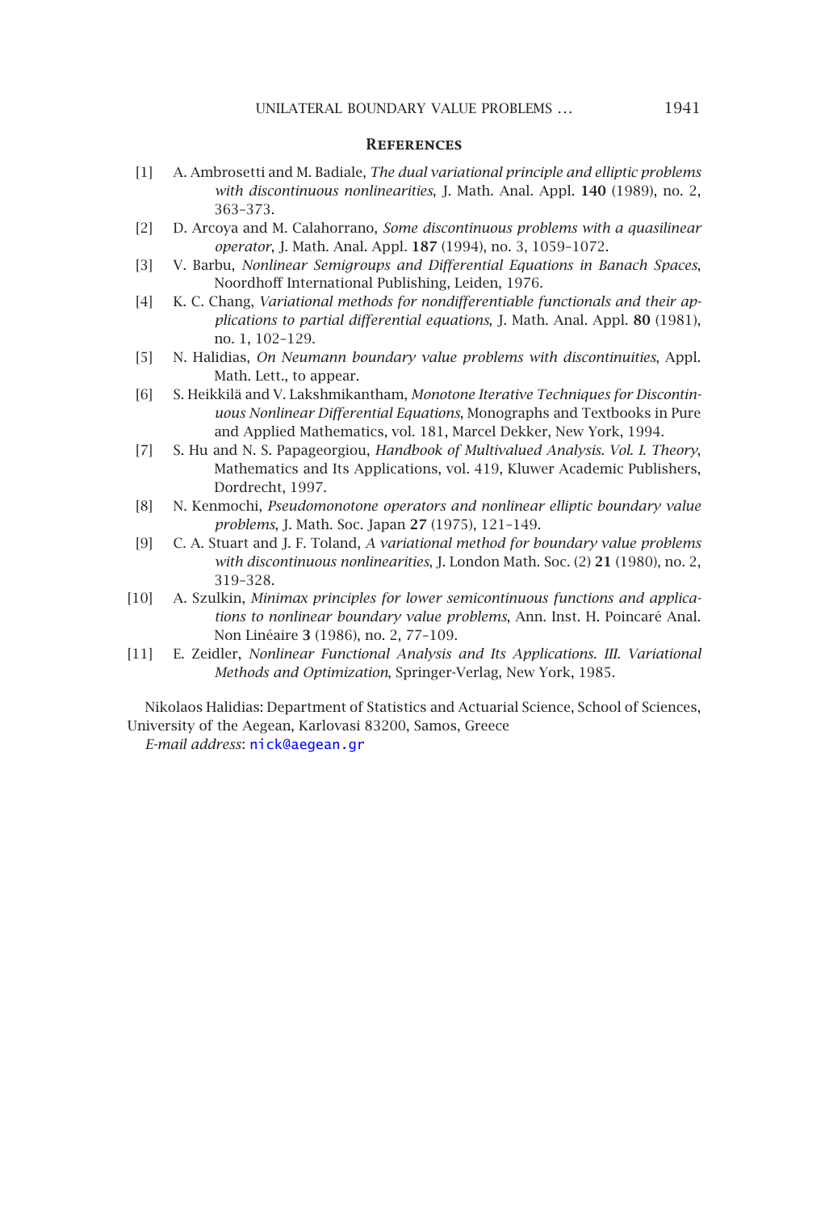## References

[1] A. Ambrosetti and M. Badiale, *The dual variational principle and elliptic problems with discontinuous nonlinearities*, J. Math. Anal. Appl. **140** (1989), no. 2, 363–373.

[2] D. Arcoya and M. Calahorrano, *Some discontinuous problems with a quasilinear operator*, J. Math. Anal. Appl. **187** (1994), no. 3, 1059–1072.

[3] V. Barbu, *Nonlinear Semigroups and Differential Equations in Banach Spaces*, Noordhoff International Publishing, Leiden, 1976.

[4] K. C. Chang, *Variational methods for nondifferentiable functionals and their applications to partial differential equations*, J. Math. Anal. Appl. **80** (1981), no. 1, 102–129.

[5] N. Halidias, *On Neumann boundary value problems with discontinuities*, Appl. Math. Lett., to appear.

[6] S. Heikkilä and V. Lakshmikantham, *Monotone Iterative Techniques for Discontinuous Nonlinear Differential Equations*, Monographs and Textbooks in Pure and Applied Mathematics, vol. 181, Marcel Dekker, New York, 1994.

[7] S. Hu and N. S. Papageorgiou, *Handbook of Multivalued Analysis. Vol. I. Theory*, Mathematics and Its Applications, vol. 419, Kluwer Academic Publishers, Dordrecht, 1997.

[8] N. Kenmochi, *Pseudomonotone operators and nonlinear elliptic boundary value problems*, J. Math. Soc. Japan **27** (1975), 121–149.

[9] C. A. Stuart and J. F. Toland, *A variational method for boundary value problems with discontinuous nonlinearities*, J. London Math. Soc. (2) **21** (1980), no. 2, 319–328.

[10] A. Szulkin, *Minimax principles for lower semicontinuous functions and applications to nonlinear boundary value problems*, Ann. Inst. H. Poincaré Anal. Non Linéaire **3** (1986), no. 2, 77–109.

[11] E. Zeidler, *Nonlinear Functional Analysis and Its Applications. III. Variational Methods and Optimization*, Springer-Verlag, New York, 1985.

Nikolaos Halidias: Department of Statistics and Actuarial Science, School of Sciences, University of the Aegean, Karlovasi 83200, Samos, Greece

*E-mail address*: nick@aegean.gr